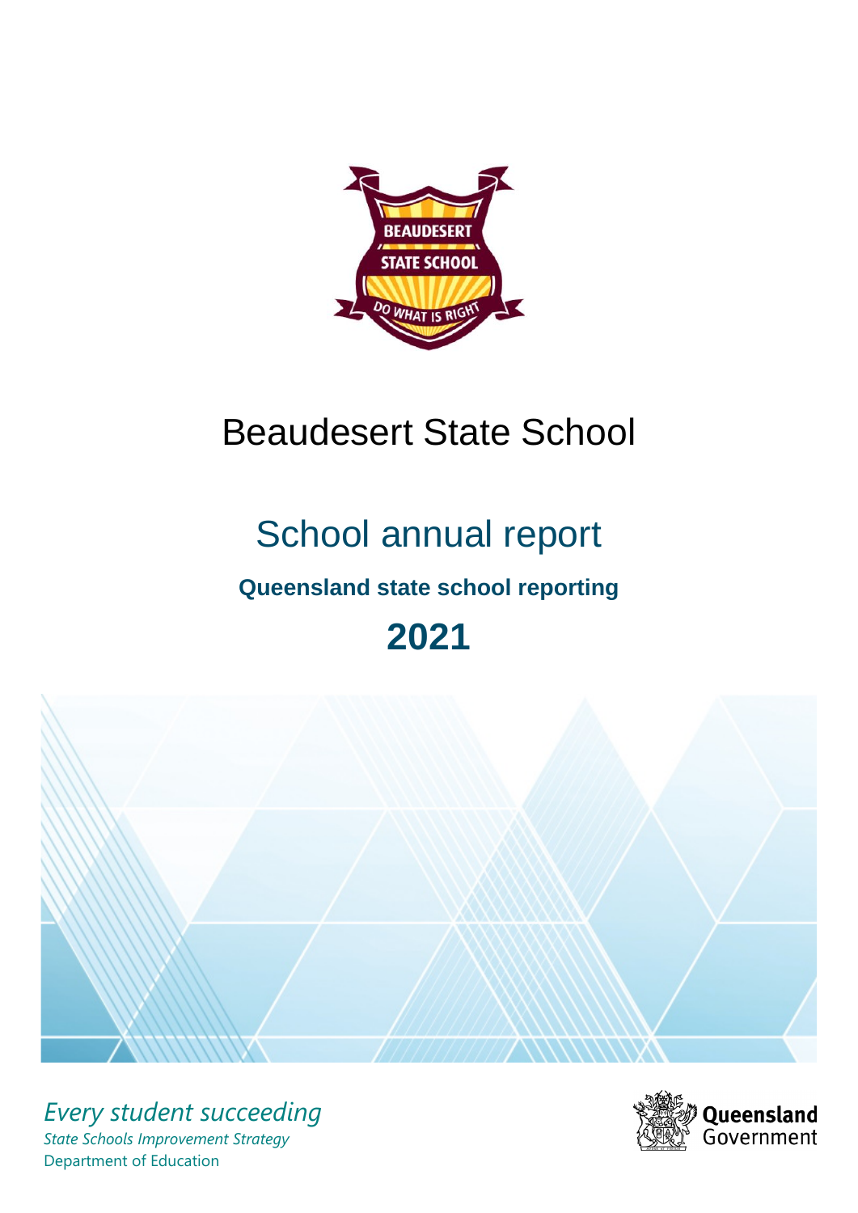# Beaudesert State School

## School annual report

### Queensland state school reporting

## 2021

*Every student succeeding*

*State Schools Improvement Strategy*

Department of Education

Queensland Government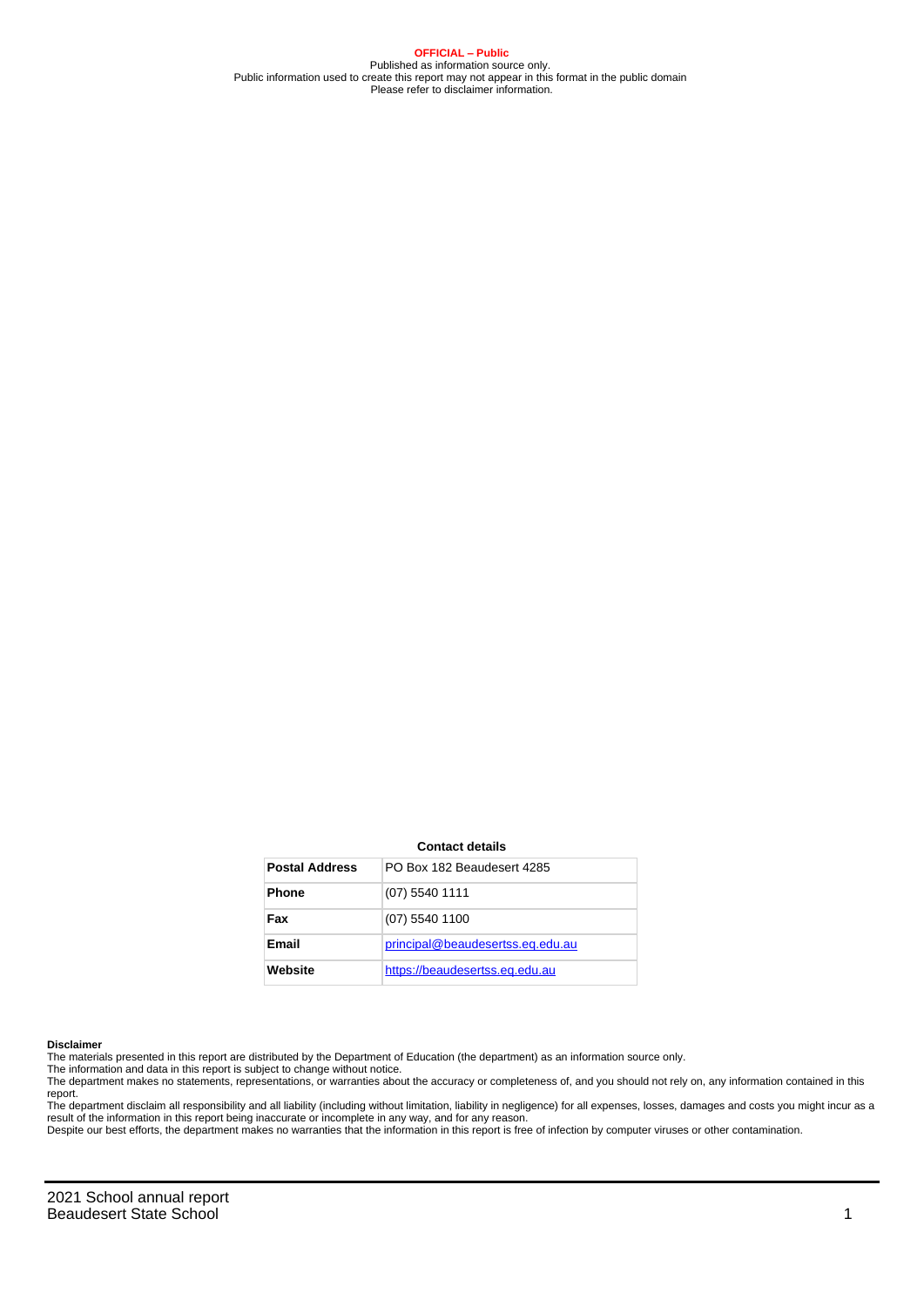**OFFICIAL – Public**
Published as information source only.
Public information used to create this report may not appear in this format in the public domain
Please refer to disclaimer information.

**Contact details**

| | |
|---|---|
| **Postal Address** | PO Box 182 Beaudesert 4285 |
| **Phone** | (07) 5540 1111 |
| **Fax** | (07) 5540 1100 |
| **Email** | principal@beaudesertss.eq.edu.au |
| **Website** | https://beaudesertss.eq.edu.au |

**Disclaimer**

The materials presented in this report are distributed by the Department of Education (the department) as an information source only.

The information and data in this report is subject to change without notice.

The department makes no statements, representations, or warranties about the accuracy or completeness of, and you should not rely on, any information contained in this report.

The department disclaim all responsibility and all liability (including without limitation, liability in negligence) for all expenses, losses, damages and costs you might incur as a result of the information in this report being inaccurate or incomplete in any way, and for any reason.

Despite our best efforts, the department makes no warranties that the information in this report is free of infection by computer viruses or other contamination.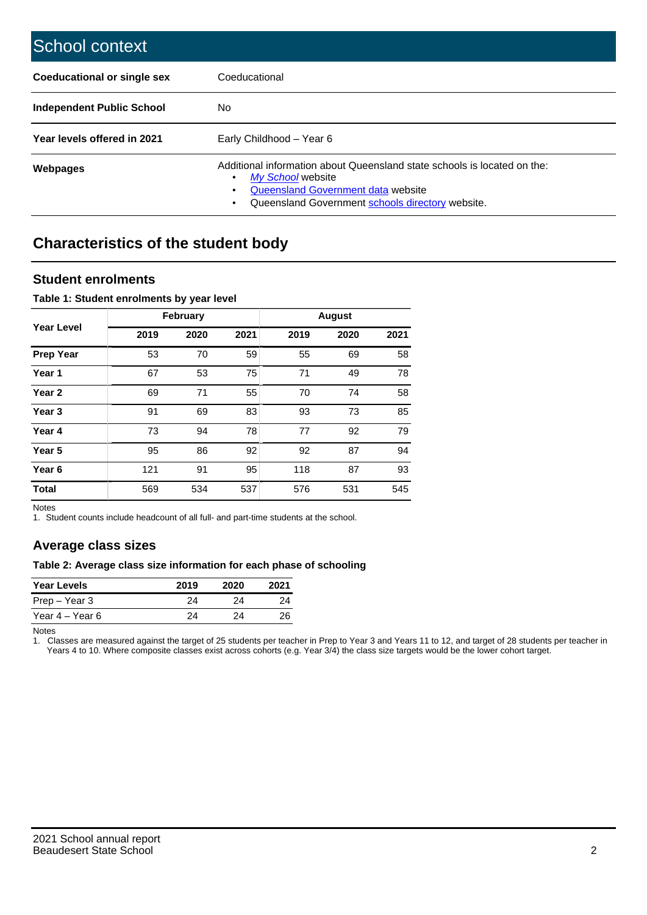# School context

| | |
|---|---|
| **Coeducational or single sex** | Coeducational |
| **Independent Public School** | No |
| **Year levels offered in 2021** | Early Childhood – Year 6 |
| **Webpages** | Additional information about Queensland state schools is located on the:<br>• *My School* website<br>• Queensland Government data website<br>• Queensland Government schools directory website. |

## Characteristics of the student body

### Student enrolments

**Table 1: Student enrolments by year level**

| Year Level | February | | | August | | |
|---|---|---|---|---|---|---|
| | 2019 | 2020 | 2021 | 2019 | 2020 | 2021 |
| **Prep Year** | 53 | 70 | 59 | 55 | 69 | 58 |
| **Year 1** | 67 | 53 | 75 | 71 | 49 | 78 |
| **Year 2** | 69 | 71 | 55 | 70 | 74 | 58 |
| **Year 3** | 91 | 69 | 83 | 93 | 73 | 85 |
| **Year 4** | 73 | 94 | 78 | 77 | 92 | 79 |
| **Year 5** | 95 | 86 | 92 | 92 | 87 | 94 |
| **Year 6** | 121 | 91 | 95 | 118 | 87 | 93 |
| **Total** | 569 | 534 | 537 | 576 | 531 | 545 |

Notes
1. Student counts include headcount of all full- and part-time students at the school.

### Average class sizes

**Table 2: Average class size information for each phase of schooling**

| Year Levels | 2019 | 2020 | 2021 |
|---|---|---|---|
| Prep – Year 3 | 24 | 24 | 24 |
| Year 4 – Year 6 | 24 | 24 | 26 |

Notes
1. Classes are measured against the target of 25 students per teacher in Prep to Year 3 and Years 11 to 12, and target of 28 students per teacher in Years 4 to 10. Where composite classes exist across cohorts (e.g. Year 3/4) the class size targets would be the lower cohort target.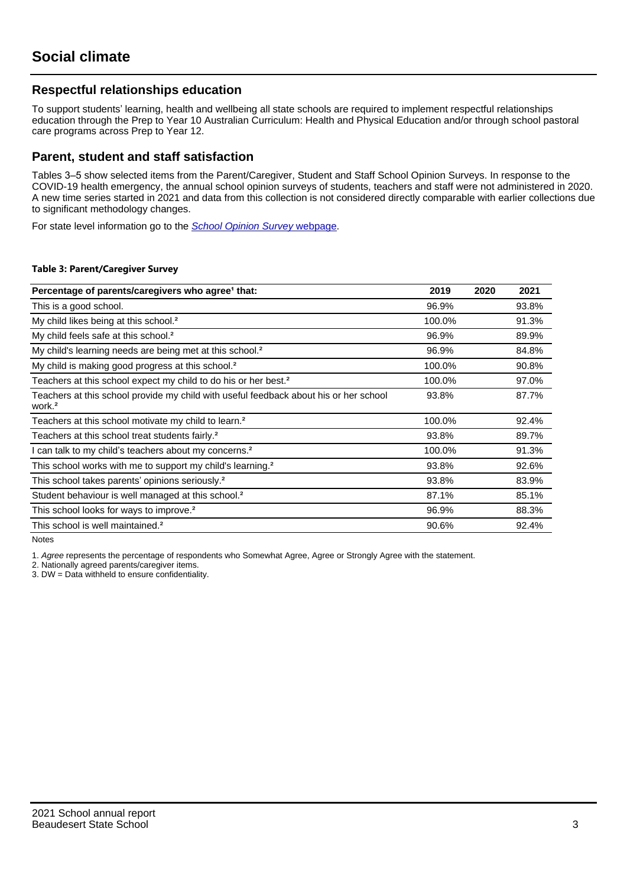# Social climate

## Respectful relationships education

To support students' learning, health and wellbeing all state schools are required to implement respectful relationships education through the Prep to Year 10 Australian Curriculum: Health and Physical Education and/or through school pastoral care programs across Prep to Year 12.

## Parent, student and staff satisfaction

Tables 3–5 show selected items from the Parent/Caregiver, Student and Staff School Opinion Surveys. In response to the COVID-19 health emergency, the annual school opinion surveys of students, teachers and staff were not administered in 2020. A new time series started in 2021 and data from this collection is not considered directly comparable with earlier collections due to significant methodology changes.

For state level information go to the *School Opinion Survey* webpage.

**Table 3: Parent/Caregiver Survey**

| Percentage of parents/caregivers who agree[1] that: | 2019 | 2020 | 2021 |
|---|---|---|---|
| This is a good school. | 96.9% | | 93.8% |
| My child likes being at this school.[2] | 100.0% | | 91.3% |
| My child feels safe at this school.[2] | 96.9% | | 89.9% |
| My child's learning needs are being met at this school.[2] | 96.9% | | 84.8% |
| My child is making good progress at this school.[2] | 100.0% | | 90.8% |
| Teachers at this school expect my child to do his or her best.[2] | 100.0% | | 97.0% |
| Teachers at this school provide my child with useful feedback about his or her school work.[2] | 93.8% | | 87.7% |
| Teachers at this school motivate my child to learn.[2] | 100.0% | | 92.4% |
| Teachers at this school treat students fairly.[2] | 93.8% | | 89.7% |
| I can talk to my child's teachers about my concerns.[2] | 100.0% | | 91.3% |
| This school works with me to support my child's learning.[2] | 93.8% | | 92.6% |
| This school takes parents' opinions seriously.[2] | 93.8% | | 83.9% |
| Student behaviour is well managed at this school.[2] | 87.1% | | 85.1% |
| This school looks for ways to improve.[2] | 96.9% | | 88.3% |
| This school is well maintained.[2] | 90.6% | | 92.4% |

Notes

1. *Agree* represents the percentage of respondents who Somewhat Agree, Agree or Strongly Agree with the statement.
2. Nationally agreed parents/caregiver items.
3. DW = Data withheld to ensure confidentiality.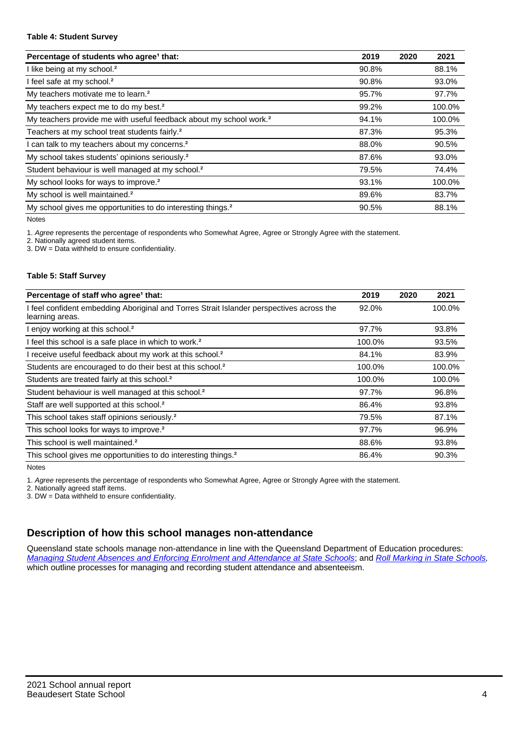**Table 4: Student Survey**

| Percentage of students who agree[1] that: | 2019 | 2020 | 2021 |
|---|---|---|---|
| I like being at my school.[2] | 90.8% | | 88.1% |
| I feel safe at my school.[2] | 90.8% | | 93.0% |
| My teachers motivate me to learn.[2] | 95.7% | | 97.7% |
| My teachers expect me to do my best.[2] | 99.2% | | 100.0% |
| My teachers provide me with useful feedback about my school work.[2] | 94.1% | | 100.0% |
| Teachers at my school treat students fairly.[2] | 87.3% | | 95.3% |
| I can talk to my teachers about my concerns.[2] | 88.0% | | 90.5% |
| My school takes students' opinions seriously.[2] | 87.6% | | 93.0% |
| Student behaviour is well managed at my school.[2] | 79.5% | | 74.4% |
| My school looks for ways to improve.[2] | 93.1% | | 100.0% |
| My school is well maintained.[2] | 89.6% | | 83.7% |
| My school gives me opportunities to do interesting things.[2] | 90.5% | | 88.1% |

Notes

1. *Agree* represents the percentage of respondents who Somewhat Agree, Agree or Strongly Agree with the statement.
2. Nationally agreed student items.
3. DW = Data withheld to ensure confidentiality.

**Table 5: Staff Survey**

| Percentage of staff who agree[1] that: | 2019 | 2020 | 2021 |
|---|---|---|---|
| I feel confident embedding Aboriginal and Torres Strait Islander perspectives across the learning areas. | 92.0% | | 100.0% |
| I enjoy working at this school.[2] | 97.7% | | 93.8% |
| I feel this school is a safe place in which to work.[2] | 100.0% | | 93.5% |
| I receive useful feedback about my work at this school.[2] | 84.1% | | 83.9% |
| Students are encouraged to do their best at this school.[2] | 100.0% | | 100.0% |
| Students are treated fairly at this school.[2] | 100.0% | | 100.0% |
| Student behaviour is well managed at this school.[2] | 97.7% | | 96.8% |
| Staff are well supported at this school.[2] | 86.4% | | 93.8% |
| This school takes staff opinions seriously.[2] | 79.5% | | 87.1% |
| This school looks for ways to improve.[2] | 97.7% | | 96.9% |
| This school is well maintained.[2] | 88.6% | | 93.8% |
| This school gives me opportunities to do interesting things.[2] | 86.4% | | 90.3% |

Notes

1. *Agree* represents the percentage of respondents who Somewhat Agree, Agree or Strongly Agree with the statement.
2. Nationally agreed staff items.
3. DW = Data withheld to ensure confidentiality.

## Description of how this school manages non-attendance

Queensland state schools manage non-attendance in line with the Queensland Department of Education procedures: *Managing Student Absences and Enforcing Enrolment and Attendance at State Schools*; and *Roll Marking in State Schools*, which outline processes for managing and recording student attendance and absenteeism.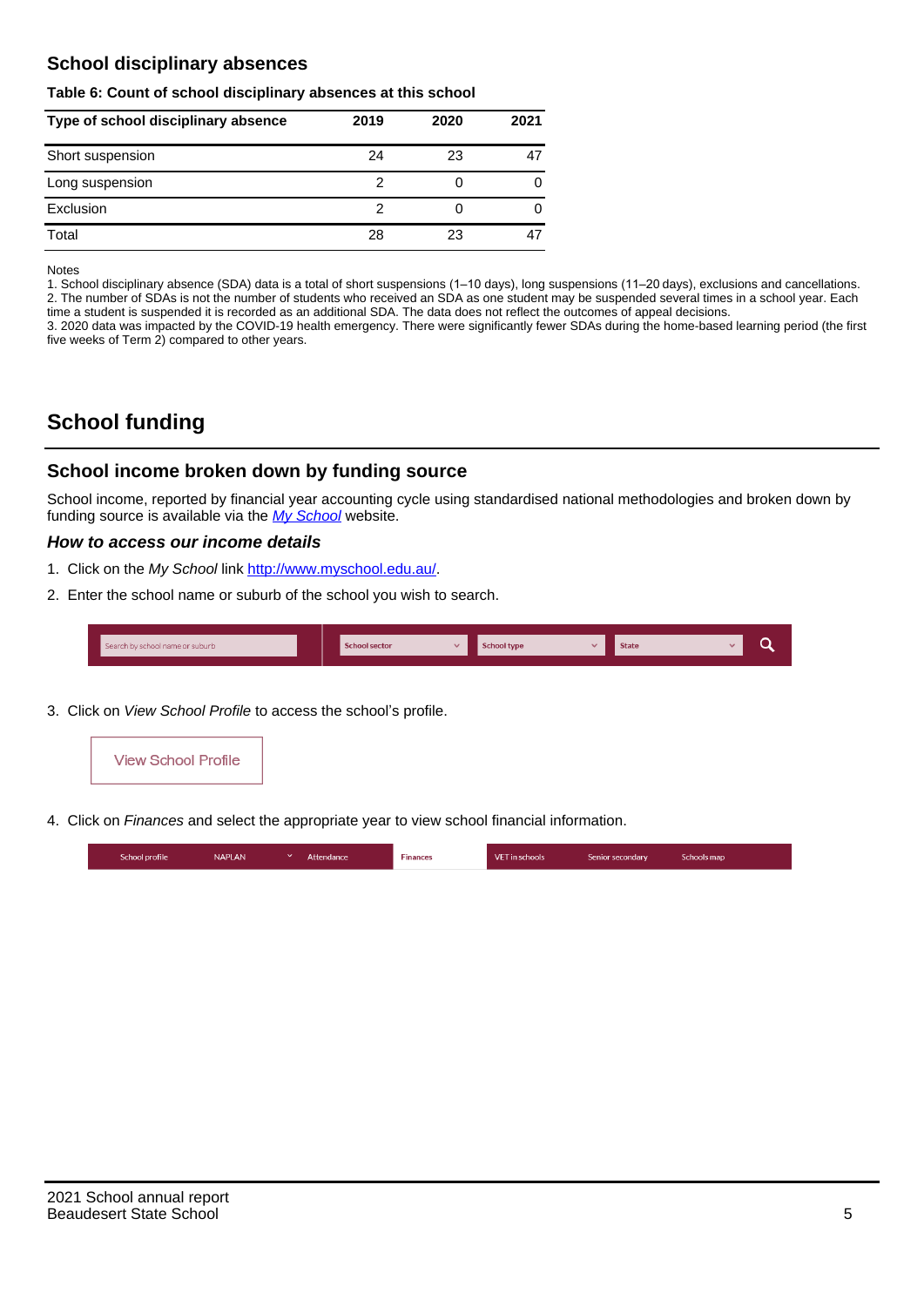## School disciplinary absences

**Table 6: Count of school disciplinary absences at this school**

| Type of school disciplinary absence | 2019 | 2020 | 2021 |
|---|---|---|---|
| Short suspension | 24 | 23 | 47 |
| Long suspension | 2 | 0 | 0 |
| Exclusion | 2 | 0 | 0 |
| Total | 28 | 23 | 47 |

Notes

1. School disciplinary absence (SDA) data is a total of short suspensions (1–10 days), long suspensions (11–20 days), exclusions and cancellations.
2. The number of SDAs is not the number of students who received an SDA as one student may be suspended several times in a school year. Each time a student is suspended it is recorded as an additional SDA. The data does not reflect the outcomes of appeal decisions.
3. 2020 data was impacted by the COVID-19 health emergency. There were significantly fewer SDAs during the home-based learning period (the first five weeks of Term 2) compared to other years.

# School funding

## School income broken down by funding source

School income, reported by financial year accounting cycle using standardised national methodologies and broken down by funding source is available via the *My School* website.

### *How to access our income details*

1. Click on the *My School* link http://www.myschool.edu.au/.
2. Enter the school name or suburb of the school you wish to search.

Search by school name or suburb | School sector | School type | State

3. Click on *View School Profile* to access the school's profile.

View School Profile

4. Click on *Finances* and select the appropriate year to view school financial information.

School profile | NAPLAN | Attendance | Finances | VET in schools | Senior secondary | Schools map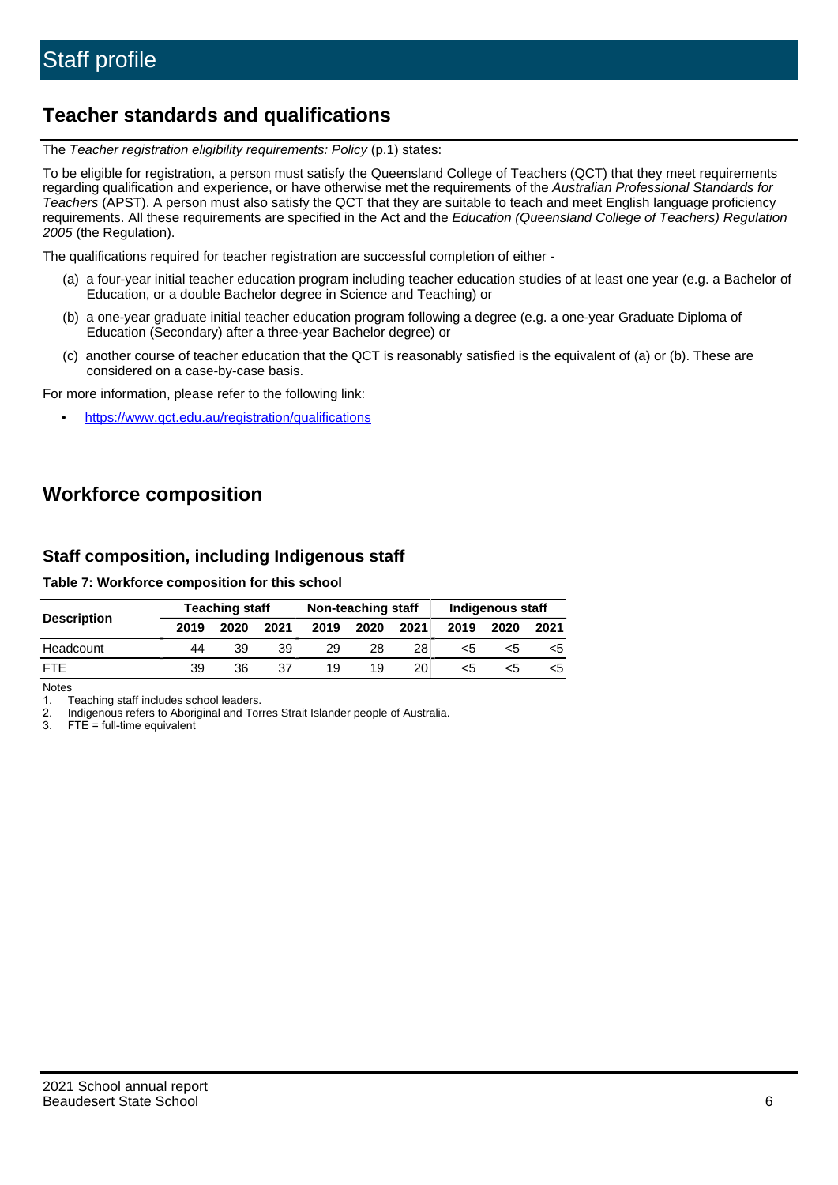# Staff profile

## Teacher standards and qualifications

The *Teacher registration eligibility requirements: Policy* (p.1) states:

To be eligible for registration, a person must satisfy the Queensland College of Teachers (QCT) that they meet requirements regarding qualification and experience, or have otherwise met the requirements of the *Australian Professional Standards for Teachers* (APST). A person must also satisfy the QCT that they are suitable to teach and meet English language proficiency requirements. All these requirements are specified in the Act and the *Education (Queensland College of Teachers) Regulation 2005* (the Regulation).

The qualifications required for teacher registration are successful completion of either -

(a) a four-year initial teacher education program including teacher education studies of at least one year (e.g. a Bachelor of Education, or a double Bachelor degree in Science and Teaching) or

(b) a one-year graduate initial teacher education program following a degree (e.g. a one-year Graduate Diploma of Education (Secondary) after a three-year Bachelor degree) or

(c) another course of teacher education that the QCT is reasonably satisfied is the equivalent of (a) or (b). These are considered on a case-by-case basis.

For more information, please refer to the following link:

- https://www.qct.edu.au/registration/qualifications

## Workforce composition

### Staff composition, including Indigenous staff

**Table 7: Workforce composition for this school**

| Description | Teaching staff | | | Non-teaching staff | | | Indigenous staff | | |
|---|---|---|---|---|---|---|---|---|---|
| | 2019 | 2020 | 2021 | 2019 | 2020 | 2021 | 2019 | 2020 | 2021 |
| Headcount | 44 | 39 | 39 | 29 | 28 | 28 | <5 | <5 | <5 |
| FTE | 39 | 36 | 37 | 19 | 19 | 20 | <5 | <5 | <5 |

Notes

1. Teaching staff includes school leaders.
2. Indigenous refers to Aboriginal and Torres Strait Islander people of Australia.
3. FTE = full-time equivalent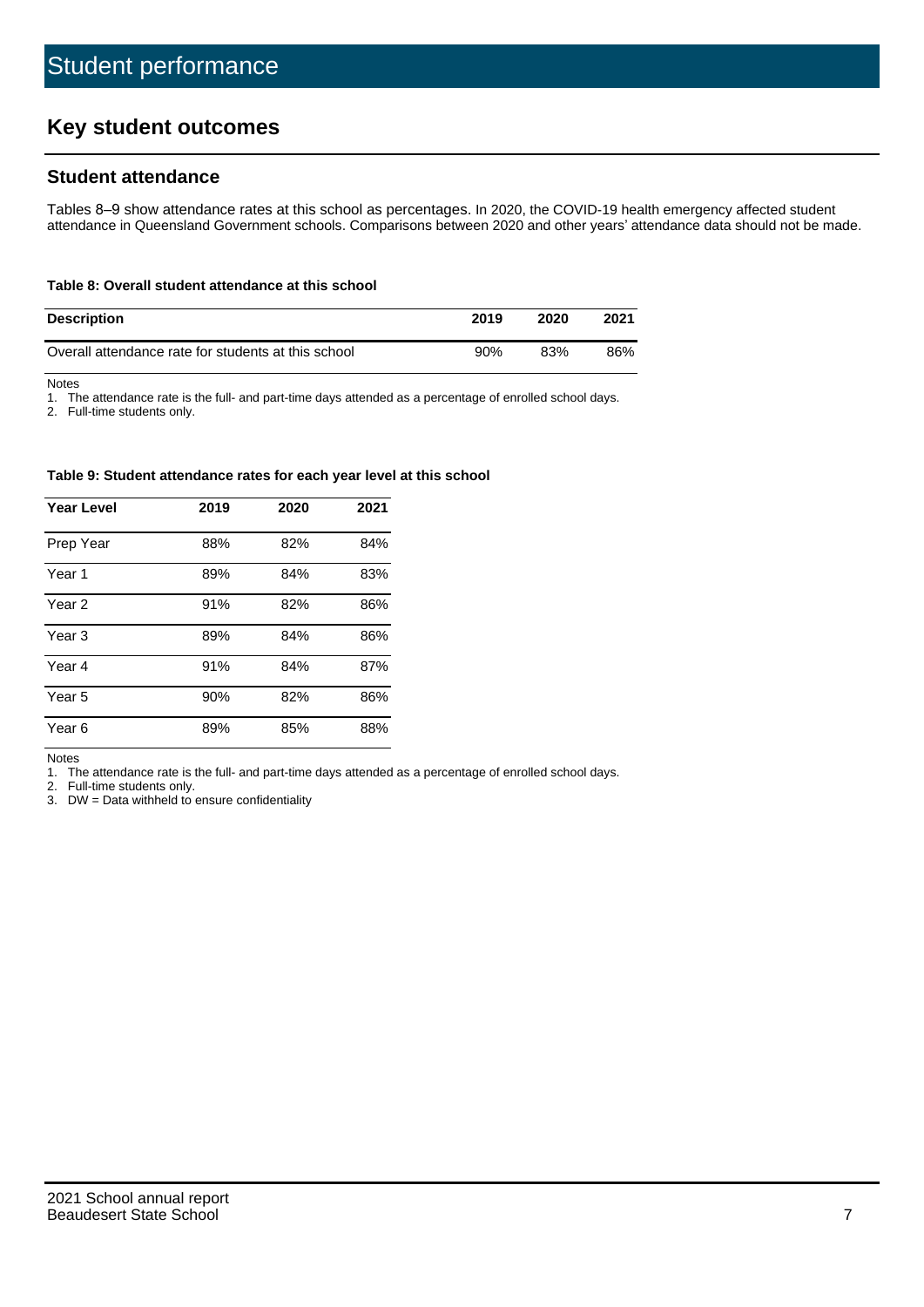# Student performance

## Key student outcomes

### Student attendance

Tables 8–9 show attendance rates at this school as percentages. In 2020, the COVID-19 health emergency affected student attendance in Queensland Government schools. Comparisons between 2020 and other years' attendance data should not be made.

**Table 8: Overall student attendance at this school**

| Description | 2019 | 2020 | 2021 |
|---|---|---|---|
| Overall attendance rate for students at this school | 90% | 83% | 86% |

Notes

1. The attendance rate is the full- and part-time days attended as a percentage of enrolled school days.
2. Full-time students only.

**Table 9: Student attendance rates for each year level at this school**

| Year Level | 2019 | 2020 | 2021 |
|---|---|---|---|
| Prep Year | 88% | 82% | 84% |
| Year 1 | 89% | 84% | 83% |
| Year 2 | 91% | 82% | 86% |
| Year 3 | 89% | 84% | 86% |
| Year 4 | 91% | 84% | 87% |
| Year 5 | 90% | 82% | 86% |
| Year 6 | 89% | 85% | 88% |

Notes

1. The attendance rate is the full- and part-time days attended as a percentage of enrolled school days.
2. Full-time students only.
3. DW = Data withheld to ensure confidentiality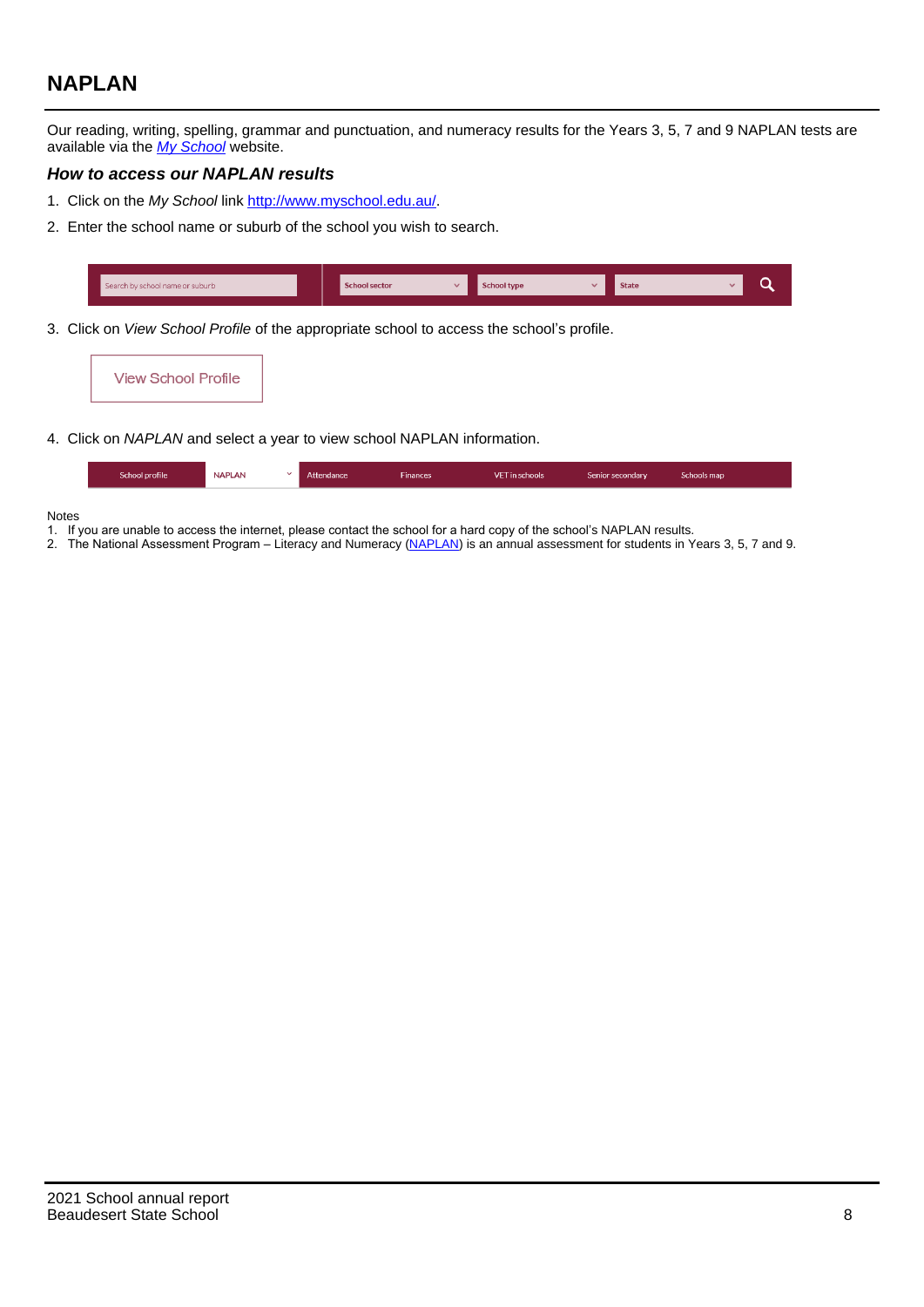## NAPLAN

Our reading, writing, spelling, grammar and punctuation, and numeracy results for the Years 3, 5, 7 and 9 NAPLAN tests are available via the *My School* website.

### *How to access our NAPLAN results*

1. Click on the *My School* link http://www.myschool.edu.au/.
2. Enter the school name or suburb of the school you wish to search.

Search by school name or suburb | School sector | School type | State

3. Click on *View School Profile* of the appropriate school to access the school's profile.

View School Profile

4. Click on *NAPLAN* and select a year to view school NAPLAN information.

School profile | NAPLAN | Attendance | Finances | VET in schools | Senior secondary | Schools map

Notes
1. If you are unable to access the internet, please contact the school for a hard copy of the school's NAPLAN results.
2. The National Assessment Program – Literacy and Numeracy (NAPLAN) is an annual assessment for students in Years 3, 5, 7 and 9.